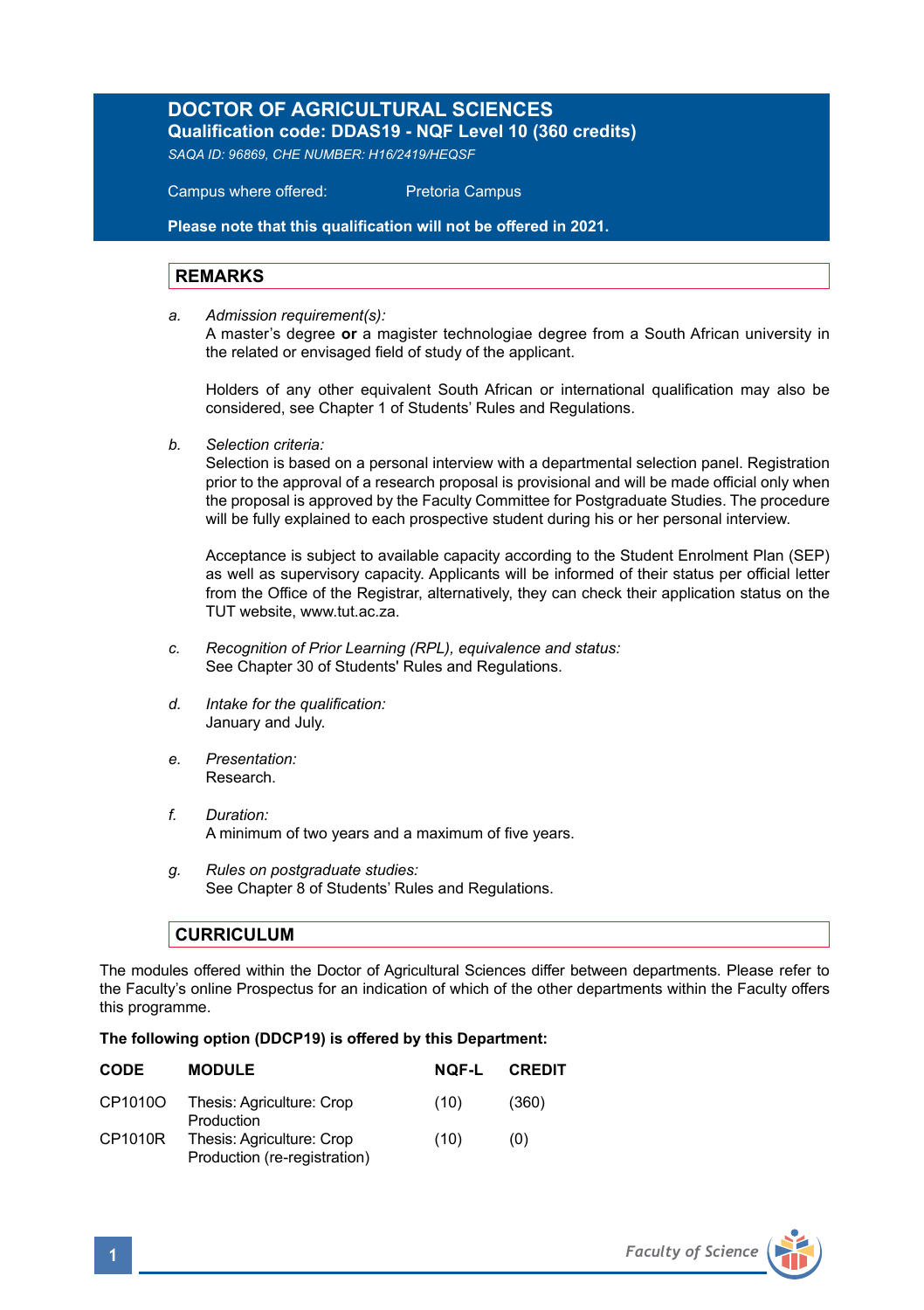# DOCTOR OF AGRICULTURAL SCIENCES

**Qualification code: DDAS19 - NQF Level 10 (360 credits)**

*SAQA ID: 96869, CHE NUMBER: H16/2419/HEQSF*

Campus where offered: Pretoria Campus

**Please note that this qualification will not be offered in 2021.**

## REMARKS

a. *Admission requirement(s):*
   A master's degree **or** a magister technologiae degree from a South African university in the related or envisaged field of study of the applicant.

   Holders of any other equivalent South African or international qualification may also be considered, see Chapter 1 of Students' Rules and Regulations.

b. *Selection criteria:*
   Selection is based on a personal interview with a departmental selection panel. Registration prior to the approval of a research proposal is provisional and will be made official only when the proposal is approved by the Faculty Committee for Postgraduate Studies. The procedure will be fully explained to each prospective student during his or her personal interview.

   Acceptance is subject to available capacity according to the Student Enrolment Plan (SEP) as well as supervisory capacity. Applicants will be informed of their status per official letter from the Office of the Registrar, alternatively, they can check their application status on the TUT website, www.tut.ac.za.

c. *Recognition of Prior Learning (RPL), equivalence and status:*
   See Chapter 30 of Students' Rules and Regulations.

d. *Intake for the qualification:*
   January and July.

e. *Presentation:*
   Research.

f. *Duration:*
   A minimum of two years and a maximum of five years.

g. *Rules on postgraduate studies:*
   See Chapter 8 of Students' Rules and Regulations.

## CURRICULUM

The modules offered within the Doctor of Agricultural Sciences differ between departments. Please refer to the Faculty's online Prospectus for an indication of which of the other departments within the Faculty offers this programme.

**The following option (DDCP19) is offered by this Department:**

| CODE | MODULE | NQF-L | CREDIT |
|---|---|---|---|
| CP1010O | Thesis: Agriculture: Crop Production | (10) | (360) |
| CP1010R | Thesis: Agriculture: Crop Production (re-registration) | (10) | (0) |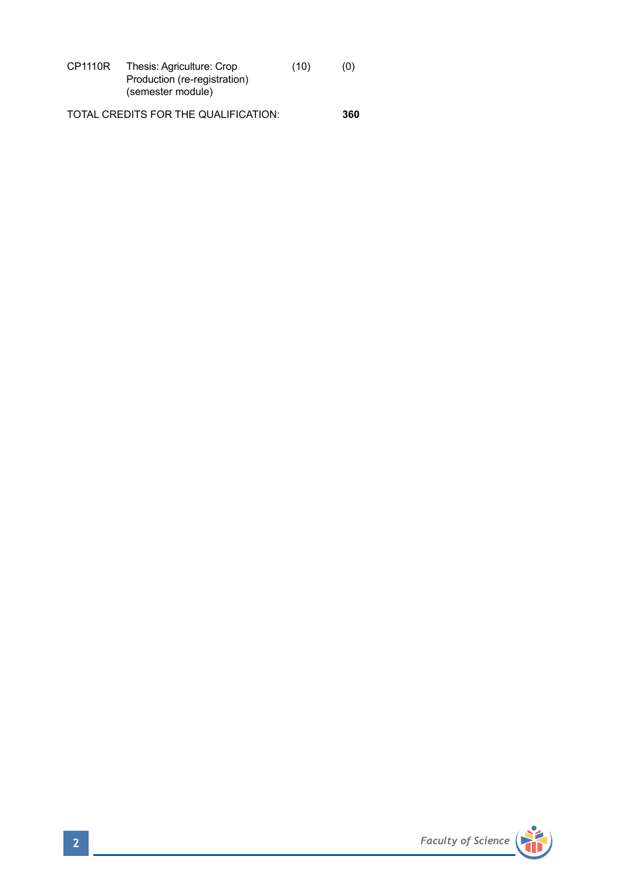| | | | |
|---|---|---|---|
| CP1110R | Thesis: Agriculture: Crop Production (re-registration) (semester module) | (10) | (0) |
| TOTAL CREDITS FOR THE QUALIFICATION: | | | **360** |